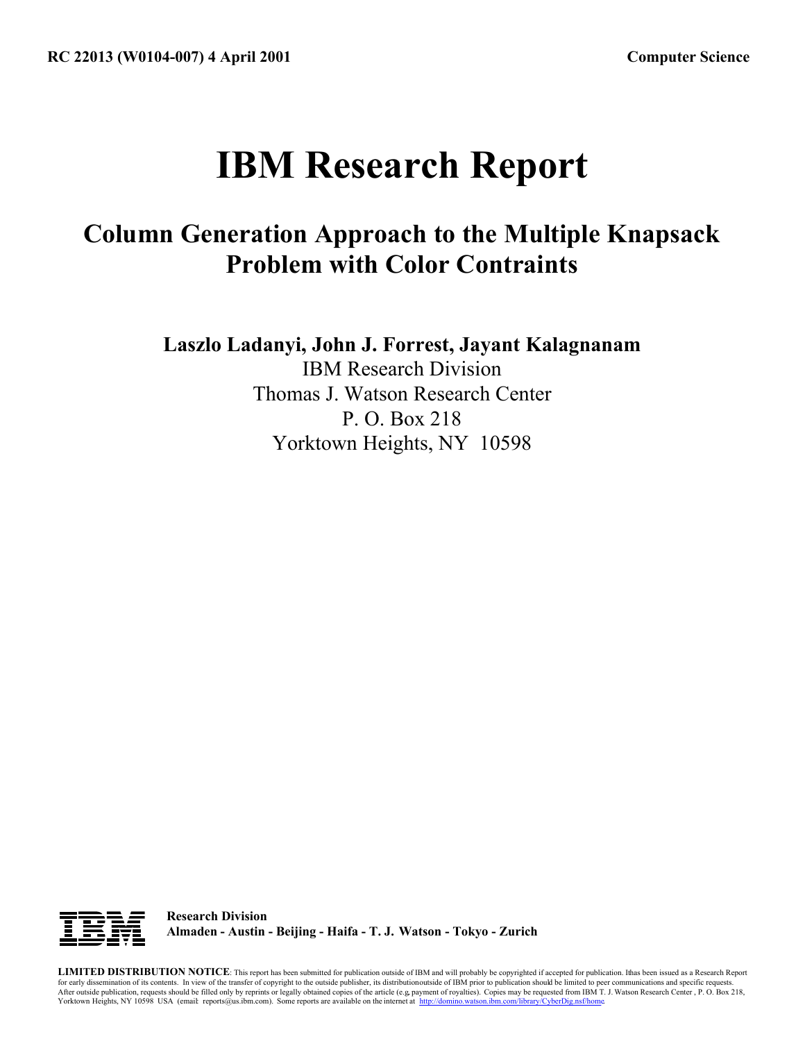**RC 22013 (W0104-007) 4 April 2001** **Computer Science**

# IBM Research Report

## Column Generation Approach to the Multiple Knapsack Problem with Color Contraints

**Laszlo Ladanyi, John J. Forrest, Jayant Kalagnanam**

IBM Research Division
Thomas J. Watson Research Center
P. O. Box 218
Yorktown Heights, NY 10598

**Research Division**
**Almaden - Austin - Beijing - Haifa - T. J. Watson - Tokyo - Zurich**

**LIMITED DISTRIBUTION NOTICE**: This report has been submitted for publication outside of IBM and will probably be copyrighted if accepted for publication. It has been issued as a Research Report for early dissemination of its contents. In view of the transfer of copyright to the outside publisher, its distribution outside of IBM prior to publication should be limited to peer communications and specific requests. After outside publication, requests should be filled only by reprints or legally obtained copies of the article (e.g. payment of royalties). Copies may be requested from IBM T. J. Watson Research Center , P. O. Box 218, Yorktown Heights, NY 10598 USA (email: reports@us.ibm.com). Some reports are available on the internet at http://domino.watson.ibm.com/library/CyberDig.nsf/home.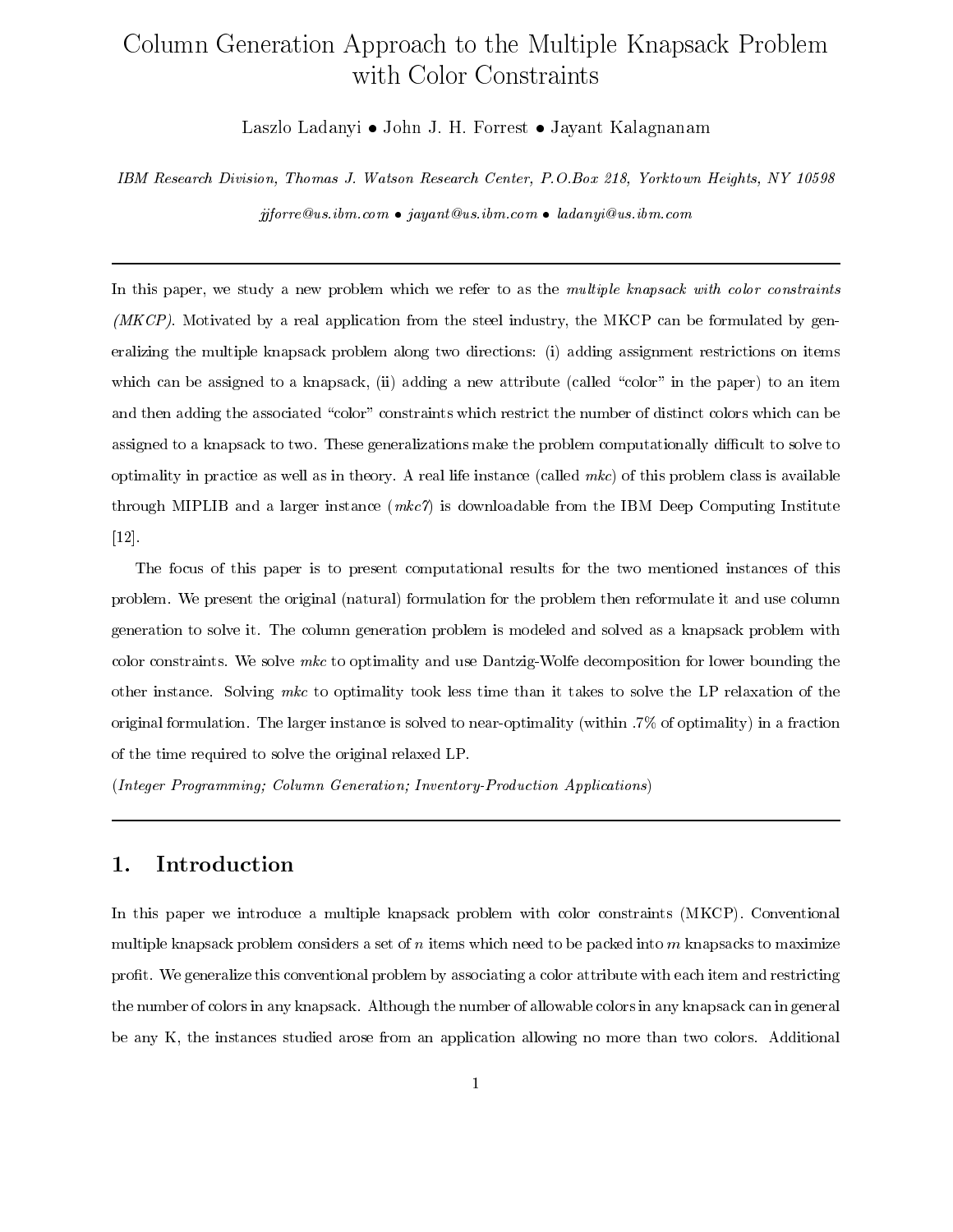# Column Generation Approach to the Multiple Knapsack Problem with Color Constraints

Laszlo Ladanyi • John J. H. Forrest • Jayant Kalagnanam

*IBM Research Division, Thomas J. Watson Research Center, P.O.Box 218, Yorktown Heights, NY 10598*

*jjforre@us.ibm.com • jayant@us.ibm.com • ladanyi@us.ibm.com*

---

In this paper, we study a new problem which we refer to as the *multiple knapsack with color constraints (MKCP)*. Motivated by a real application from the steel industry, the MKCP can be formulated by generalizing the multiple knapsack problem along two directions: (i) adding assignment restrictions on items which can be assigned to a knapsack, (ii) adding a new attribute (called "color" in the paper) to an item and then adding the associated "color" constraints which restrict the number of distinct colors which can be assigned to a knapsack to two. These generalizations make the problem computationally difficult to solve to optimality in practice as well as in theory. A real life instance (called *mkc*) of this problem class is available through MIPLIB and a larger instance (*mkc7*) is downloadable from the IBM Deep Computing Institute [12].

The focus of this paper is to present computational results for the two mentioned instances of this problem. We present the original (natural) formulation for the problem then reformulate it and use column generation to solve it. The column generation problem is modeled and solved as a knapsack problem with color constraints. We solve *mkc* to optimality and use Dantzig-Wolfe decomposition for lower bounding the other instance. Solving *mkc* to optimality took less time than it takes to solve the LP relaxation of the original formulation. The larger instance is solved to near-optimality (within .7% of optimality) in a fraction of the time required to solve the original relaxed LP.

(*Integer Programming; Column Generation; Inventory-Production Applications*)

---

## 1. Introduction

In this paper we introduce a multiple knapsack problem with color constraints (MKCP). Conventional multiple knapsack problem considers a set of $n$ items which need to be packed into $m$ knapsacks to maximize profit. We generalize this conventional problem by associating a color attribute with each item and restricting the number of colors in any knapsack. Although the number of allowable colors in any knapsack can in general be any K, the instances studied arose from an application allowing no more than two colors. Additional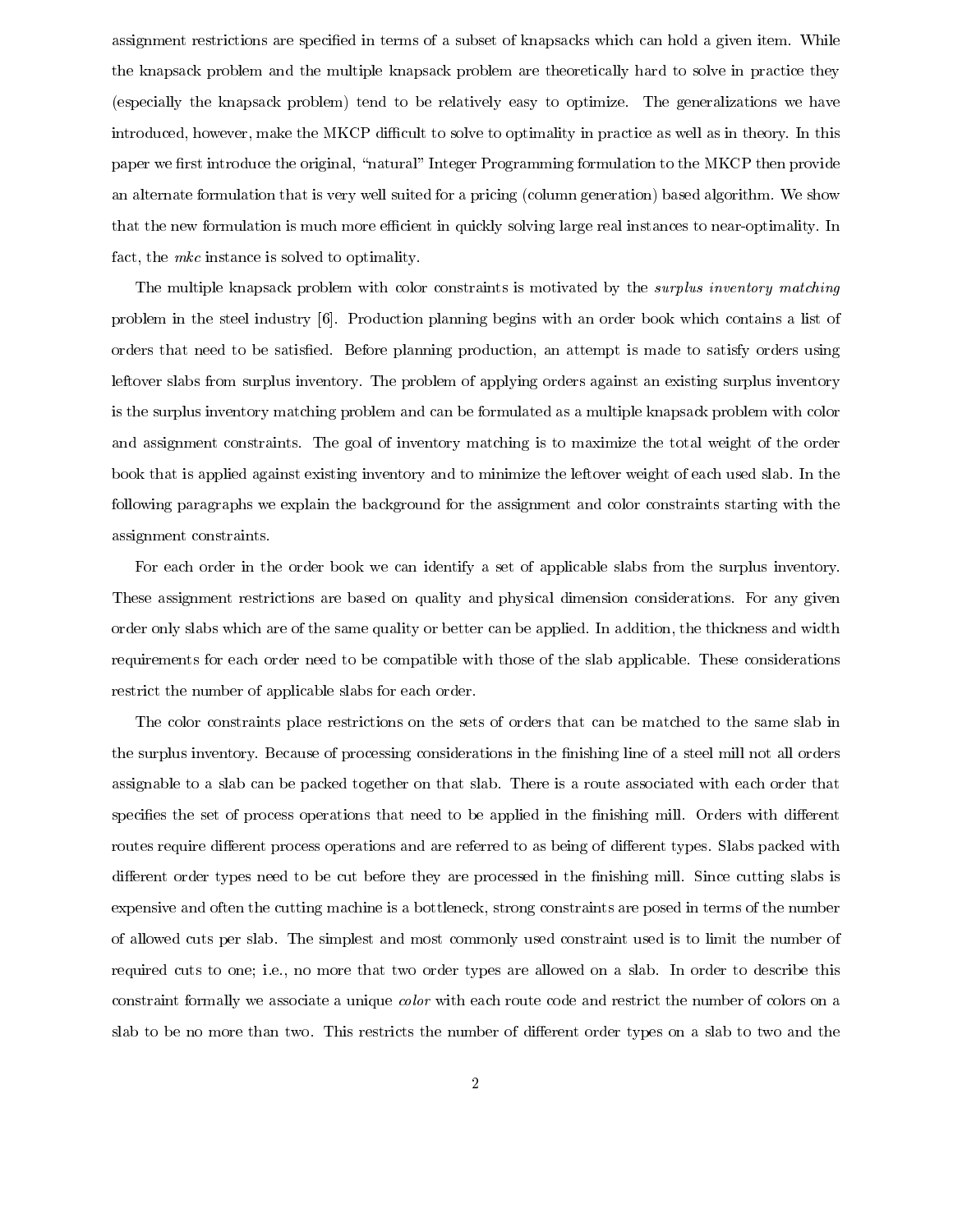assignment restrictions are specified in terms of a subset of knapsacks which can hold a given item. While the knapsack problem and the multiple knapsack problem are theoretically hard to solve in practice they (especially the knapsack problem) tend to be relatively easy to optimize. The generalizations we have introduced, however, make the MKCP difficult to solve to optimality in practice as well as in theory. In this paper we first introduce the original, "natural" Integer Programming formulation to the MKCP then provide an alternate formulation that is very well suited for a pricing (column generation) based algorithm. We show that the new formulation is much more efficient in quickly solving large real instances to near-optimality. In fact, the *mkc* instance is solved to optimality.

The multiple knapsack problem with color constraints is motivated by the *surplus inventory matching* problem in the steel industry [6]. Production planning begins with an order book which contains a list of orders that need to be satisfied. Before planning production, an attempt is made to satisfy orders using leftover slabs from surplus inventory. The problem of applying orders against an existing surplus inventory is the surplus inventory matching problem and can be formulated as a multiple knapsack problem with color and assignment constraints. The goal of inventory matching is to maximize the total weight of the order book that is applied against existing inventory and to minimize the leftover weight of each used slab. In the following paragraphs we explain the background for the assignment and color constraints starting with the assignment constraints.

For each order in the order book we can identify a set of applicable slabs from the surplus inventory. These assignment restrictions are based on quality and physical dimension considerations. For any given order only slabs which are of the same quality or better can be applied. In addition, the thickness and width requirements for each order need to be compatible with those of the slab applicable. These considerations restrict the number of applicable slabs for each order.

The color constraints place restrictions on the sets of orders that can be matched to the same slab in the surplus inventory. Because of processing considerations in the finishing line of a steel mill not all orders assignable to a slab can be packed together on that slab. There is a route associated with each order that specifies the set of process operations that need to be applied in the finishing mill. Orders with different routes require different process operations and are referred to as being of different types. Slabs packed with different order types need to be cut before they are processed in the finishing mill. Since cutting slabs is expensive and often the cutting machine is a bottleneck, strong constraints are posed in terms of the number of allowed cuts per slab. The simplest and most commonly used constraint used is to limit the number of required cuts to one; i.e., no more that two order types are allowed on a slab. In order to describe this constraint formally we associate a unique *color* with each route code and restrict the number of colors on a slab to be no more than two. This restricts the number of different order types on a slab to two and the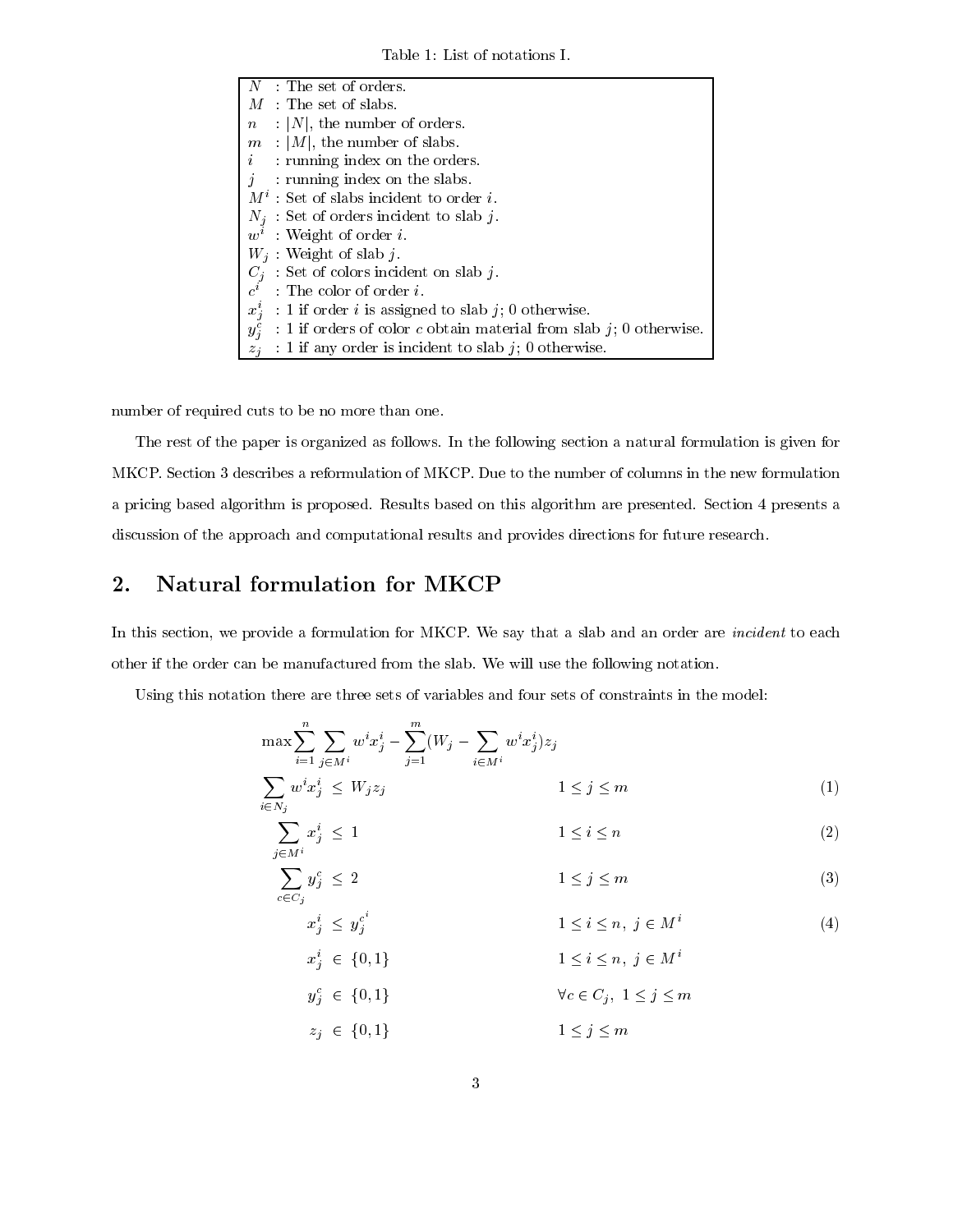Table 1: List of notations I.

| Symbol | Description |
|---|---|
| $N$ | : The set of orders. |
| $M$ | : The set of slabs. |
| $n$ | : $\|N\|$, the number of orders. |
| $m$ | : $\|M\|$, the number of slabs. |
| $i$ | : running index on the orders. |
| $j$ | : running index on the slabs. |
| $M^i$ | : Set of slabs incident to order $i$. |
| $N_j$ | : Set of orders incident to slab $j$. |
| $w^i$ | : Weight of order $i$. |
| $W_j$ | : Weight of slab $j$. |
| $C_j$ | : Set of colors incident on slab $j$. |
| $c^i$ | : The color of order $i$. |
| $x^i_j$ | : 1 if order $i$ is assigned to slab $j$; 0 otherwise. |
| $y^c_j$ | : 1 if orders of color $c$ obtain material from slab $j$; 0 otherwise. |
| $z_j$ | : 1 if any order is incident to slab $j$; 0 otherwise. |

number of required cuts to be no more than one.

The rest of the paper is organized as follows. In the following section a natural formulation is given for MKCP. Section 3 describes a reformulation of MKCP. Due to the number of columns in the new formulation a pricing based algorithm is proposed. Results based on this algorithm are presented. Section 4 presents a discussion of the approach and computational results and provides directions for future research.

## 2. Natural formulation for MKCP

In this section, we provide a formulation for MKCP. We say that a slab and an order are *incident* to each other if the order can be manufactured from the slab. We will use the following notation.

Using this notation there are three sets of variables and four sets of constraints in the model:

$$\max \sum_{i=1}^{n} \sum_{j \in M^i} w^i x^i_j - \sum_{j=1}^{m} (W_j - \sum_{i \in M^i} w^i x^i_j) z_j$$

$$\sum_{i \in N_j} w^i x^i_j \leq W_j z_j \qquad 1 \leq j \leq m \tag{1}$$

$$\sum_{j \in M^i} x^i_j \leq 1 \qquad 1 \leq i \leq n \tag{2}$$

$$\sum_{c \in C_j} y^c_j \leq 2 \qquad 1 \leq j \leq m \tag{3}$$

$$x^i_j \leq y^{c^i}_j \qquad 1 \leq i \leq n,\ j \in M^i \tag{4}$$

$$x^i_j \in \{0,1\} \qquad 1 \leq i \leq n,\ j \in M^i$$

$$y^c_j \in \{0,1\} \qquad \forall c \in C_j,\ 1 \leq j \leq m$$

$$z_j \in \{0,1\} \qquad 1 \leq j \leq m$$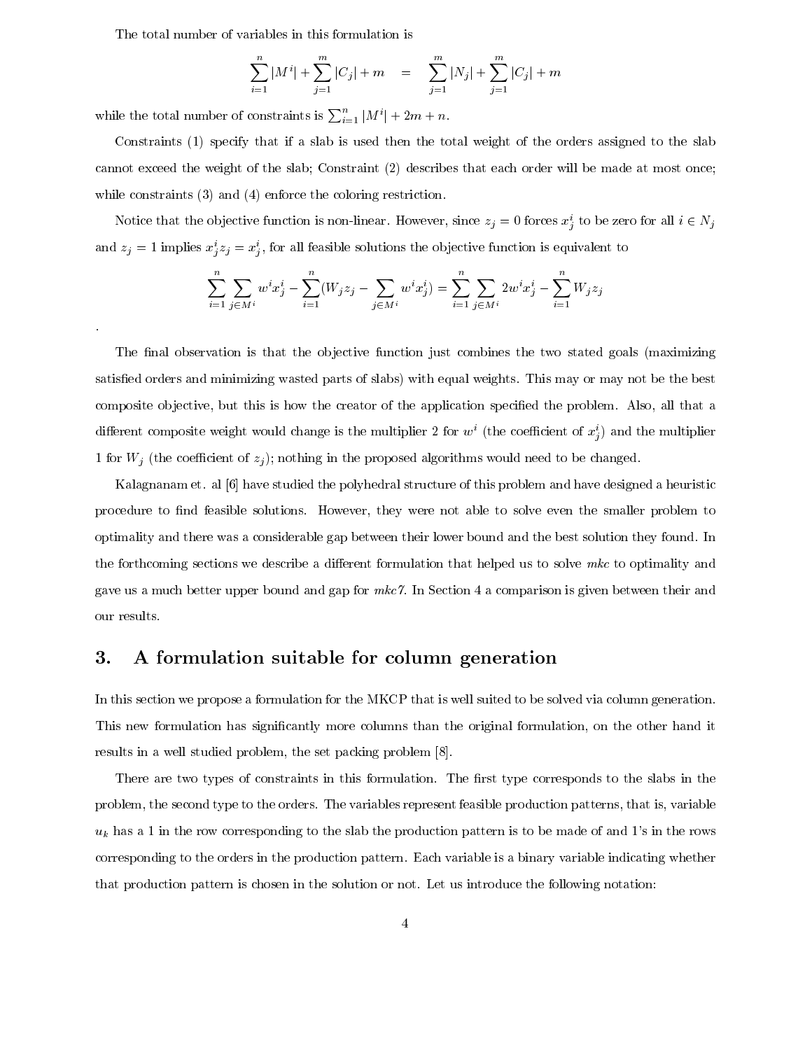The total number of variables in this formulation is

$$\sum_{i=1}^{n} |M^i| + \sum_{j=1}^{m} |C_j| + m \quad = \quad \sum_{j=1}^{m} |N_j| + \sum_{j=1}^{m} |C_j| + m$$

while the total number of constraints is $\sum_{i=1}^{n} |M^i| + 2m + n$.

Constraints (1) specify that if a slab is used then the total weight of the orders assigned to the slab cannot exceed the weight of the slab; Constraint (2) describes that each order will be made at most once; while constraints (3) and (4) enforce the coloring restriction.

Notice that the objective function is non-linear. However, since $z_j = 0$ forces $x^i_j$ to be zero for all $i \in N_j$ and $z_j = 1$ implies $x^i_j z_j = x^i_j$, for all feasible solutions the objective function is equivalent to

$$\sum_{i=1}^{n} \sum_{j \in M^i} w^i x^i_j - \sum_{i=1}^{n} (W_j z_j - \sum_{j \in M^i} w^i x^i_j) = \sum_{i=1}^{n} \sum_{j \in M^i} 2 w^i x^i_j - \sum_{i=1}^{n} W_j z_j$$

.

The final observation is that the objective function just combines the two stated goals (maximizing satisfied orders and minimizing wasted parts of slabs) with equal weights. This may or may not be the best composite objective, but this is how the creator of the application specified the problem. Also, all that a different composite weight would change is the multiplier 2 for $w^i$ (the coefficient of $x^i_j$) and the multiplier 1 for $W_j$ (the coefficient of $z_j$); nothing in the proposed algorithms would need to be changed.

Kalagnanam et. al [6] have studied the polyhedral structure of this problem and have designed a heuristic procedure to find feasible solutions. However, they were not able to solve even the smaller problem to optimality and there was a considerable gap between their lower bound and the best solution they found. In the forthcoming sections we describe a different formulation that helped us to solve *mkc* to optimality and gave us a much better upper bound and gap for *mkc7*. In Section 4 a comparison is given between their and our results.

## 3. A formulation suitable for column generation

In this section we propose a formulation for the MKCP that is well suited to be solved via column generation. This new formulation has significantly more columns than the original formulation, on the other hand it results in a well studied problem, the set packing problem [8].

There are two types of constraints in this formulation. The first type corresponds to the slabs in the problem, the second type to the orders. The variables represent feasible production patterns, that is, variable $u_k$ has a 1 in the row corresponding to the slab the production pattern is to be made of and 1's in the rows corresponding to the orders in the production pattern. Each variable is a binary variable indicating whether that production pattern is chosen in the solution or not. Let us introduce the following notation: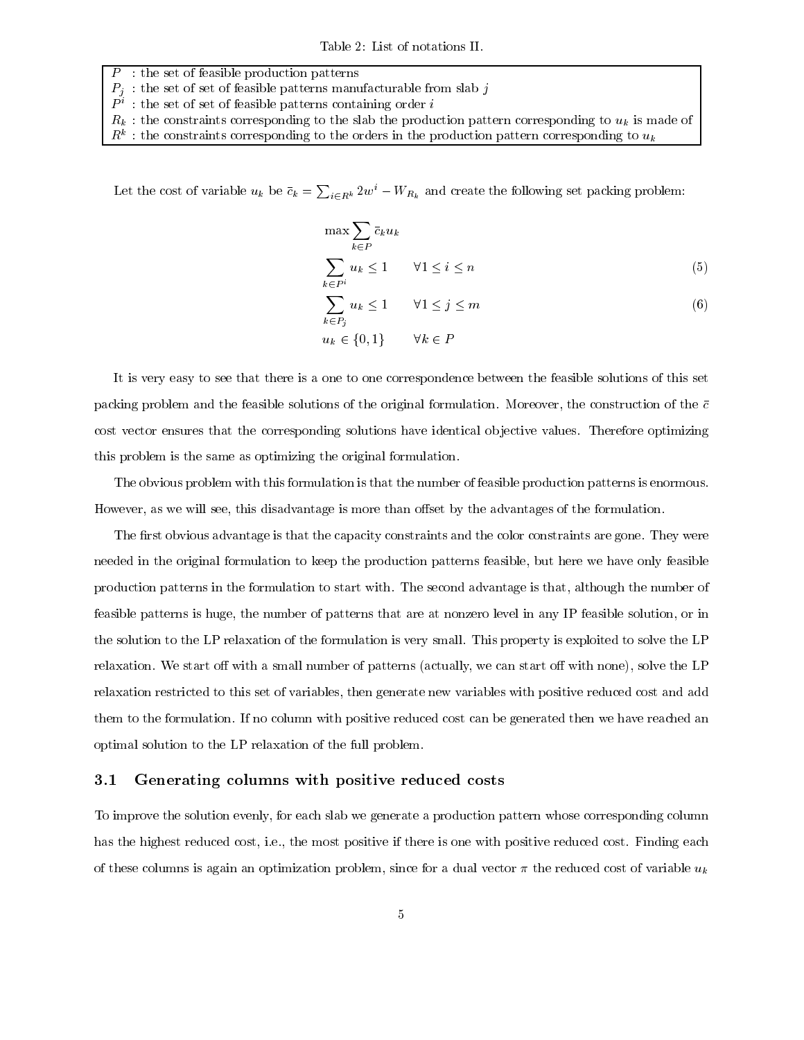Table 2: List of notations II.

| | |
|---|---|
| $P$ | : the set of feasible production patterns |
| $P_j$ | : the set of set of feasible patterns manufacturable from slab $j$ |
| $P^i$ | : the set of set of feasible patterns containing order $i$ |
| $R_k$ | : the constraints corresponding to the slab the production pattern corresponding to $u_k$ is made of |
| $R^k$ | : the constraints corresponding to the orders in the production pattern corresponding to $u_k$ |

Let the cost of variable $u_k$ be $\bar{c}_k = \sum_{i \in R^k} 2w^i - W_{R_k}$ and create the following set packing problem:

$$\max \sum_{k \in P} \bar{c}_k u_k$$

$$\sum_{k \in P^i} u_k \leq 1 \qquad \forall 1 \leq i \leq n \tag{5}$$

$$\sum_{k \in P_j} u_k \leq 1 \qquad \forall 1 \leq j \leq m \tag{6}$$

$$u_k \in \{0, 1\} \qquad \forall k \in P$$

It is very easy to see that there is a one to one correspondence between the feasible solutions of this set packing problem and the feasible solutions of the original formulation. Moreover, the construction of the $\bar{c}$ cost vector ensures that the corresponding solutions have identical objective values. Therefore optimizing this problem is the same as optimizing the original formulation.

The obvious problem with this formulation is that the number of feasible production patterns is enormous. However, as we will see, this disadvantage is more than offset by the advantages of the formulation.

The first obvious advantage is that the capacity constraints and the color constraints are gone. They were needed in the original formulation to keep the production patterns feasible, but here we have only feasible production patterns in the formulation to start with. The second advantage is that, although the number of feasible patterns is huge, the number of patterns that are at nonzero level in any IP feasible solution, or in the solution to the LP relaxation of the formulation is very small. This property is exploited to solve the LP relaxation. We start off with a small number of patterns (actually, we can start off with none), solve the LP relaxation restricted to this set of variables, then generate new variables with positive reduced cost and add them to the formulation. If no column with positive reduced cost can be generated then we have reached an optimal solution to the LP relaxation of the full problem.

## 3.1 Generating columns with positive reduced costs

To improve the solution evenly, for each slab we generate a production pattern whose corresponding column has the highest reduced cost, i.e., the most positive if there is one with positive reduced cost. Finding each of these columns is again an optimization problem, since for a dual vector $\pi$ the reduced cost of variable $u_k$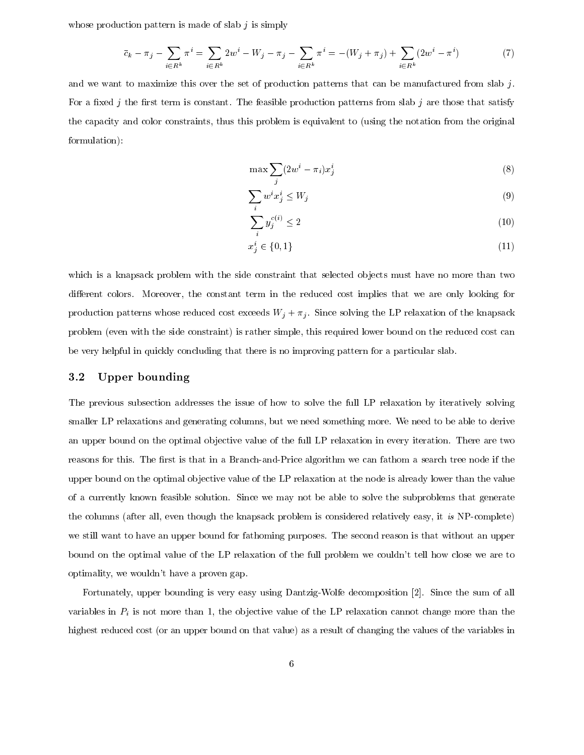whose production pattern is made of slab $j$ is simply

$$\bar{c}_k - \pi_j - \sum_{i \in R^k} \pi^i = \sum_{i \in R^k} 2w^i - W_j - \pi_j - \sum_{i \in R^k} \pi^i = -(W_j + \pi_j) + \sum_{i \in R^k} (2w^i - \pi^i) \tag{7}$$

and we want to maximize this over the set of production patterns that can be manufactured from slab $j$. For a fixed $j$ the first term is constant. The feasible production patterns from slab $j$ are those that satisfy the capacity and color constraints, thus this problem is equivalent to (using the notation from the original formulation):

$$\max \sum_j (2w^i - \pi_i) x^i_j \tag{8}$$

$$\sum_i w^i x^i_j \leq W_j \tag{9}$$

$$\sum_i y^{c(i)}_j \leq 2 \tag{10}$$

$$x^i_j \in \{0, 1\} \tag{11}$$

which is a knapsack problem with the side constraint that selected objects must have no more than two different colors. Moreover, the constant term in the reduced cost implies that we are only looking for production patterns whose reduced cost exceeds $W_j + \pi_j$. Since solving the LP relaxation of the knapsack problem (even with the side constraint) is rather simple, this required lower bound on the reduced cost can be very helpful in quickly concluding that there is no improving pattern for a particular slab.

### 3.2 Upper bounding

The previous subsection addresses the issue of how to solve the full LP relaxation by iteratively solving smaller LP relaxations and generating columns, but we need something more. We need to be able to derive an upper bound on the optimal objective value of the full LP relaxation in every iteration. There are two reasons for this. The first is that in a Branch-and-Price algorithm we can fathom a search tree node if the upper bound on the optimal objective value of the LP relaxation at the node is already lower than the value of a currently known feasible solution. Since we may not be able to solve the subproblems that generate the columns (after all, even though the knapsack problem is considered relatively easy, it *is* NP-complete) we still want to have an upper bound for fathoming purposes. The second reason is that without an upper bound on the optimal value of the LP relaxation of the full problem we couldn't tell how close we are to optimality, we wouldn't have a proven gap.

Fortunately, upper bounding is very easy using Dantzig-Wolfe decomposition [2]. Since the sum of all variables in $P_i$ is not more than 1, the objective value of the LP relaxation cannot change more than the highest reduced cost (or an upper bound on that value) as a result of changing the values of the variables in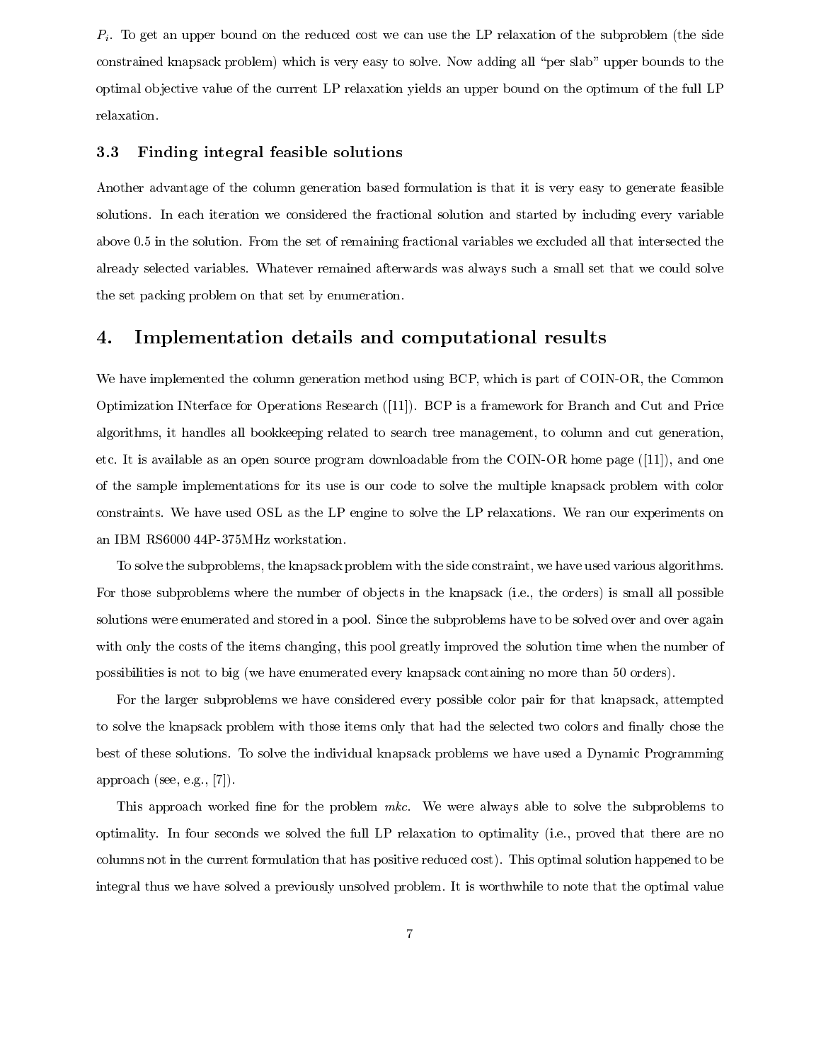$P_i$. To get an upper bound on the reduced cost we can use the LP relaxation of the subproblem (the side constrained knapsack problem) which is very easy to solve. Now adding all "per slab" upper bounds to the optimal objective value of the current LP relaxation yields an upper bound on the optimum of the full LP relaxation.

### 3.3 Finding integral feasible solutions

Another advantage of the column generation based formulation is that it is very easy to generate feasible solutions. In each iteration we considered the fractional solution and started by including every variable above 0.5 in the solution. From the set of remaining fractional variables we excluded all that intersected the already selected variables. Whatever remained afterwards was always such a small set that we could solve the set packing problem on that set by enumeration.

## 4. Implementation details and computational results

We have implemented the column generation method using BCP, which is part of COIN-OR, the Common Optimization INterface for Operations Research ([11]). BCP is a framework for Branch and Cut and Price algorithms, it handles all bookkeeping related to search tree management, to column and cut generation, etc. It is available as an open source program downloadable from the COIN-OR home page ([11]), and one of the sample implementations for its use is our code to solve the multiple knapsack problem with color constraints. We have used OSL as the LP engine to solve the LP relaxations. We ran our experiments on an IBM RS6000 44P-375MHz workstation.

To solve the subproblems, the knapsack problem with the side constraint, we have used various algorithms. For those subproblems where the number of objects in the knapsack (i.e., the orders) is small all possible solutions were enumerated and stored in a pool. Since the subproblems have to be solved over and over again with only the costs of the items changing, this pool greatly improved the solution time when the number of possibilities is not to big (we have enumerated every knapsack containing no more than 50 orders).

For the larger subproblems we have considered every possible color pair for that knapsack, attempted to solve the knapsack problem with those items only that had the selected two colors and finally chose the best of these solutions. To solve the individual knapsack problems we have used a Dynamic Programming approach (see, e.g., [7]).

This approach worked fine for the problem *mkc*. We were always able to solve the subproblems to optimality. In four seconds we solved the full LP relaxation to optimality (i.e., proved that there are no columns not in the current formulation that has positive reduced cost). This optimal solution happened to be integral thus we have solved a previously unsolved problem. It is worthwhile to note that the optimal value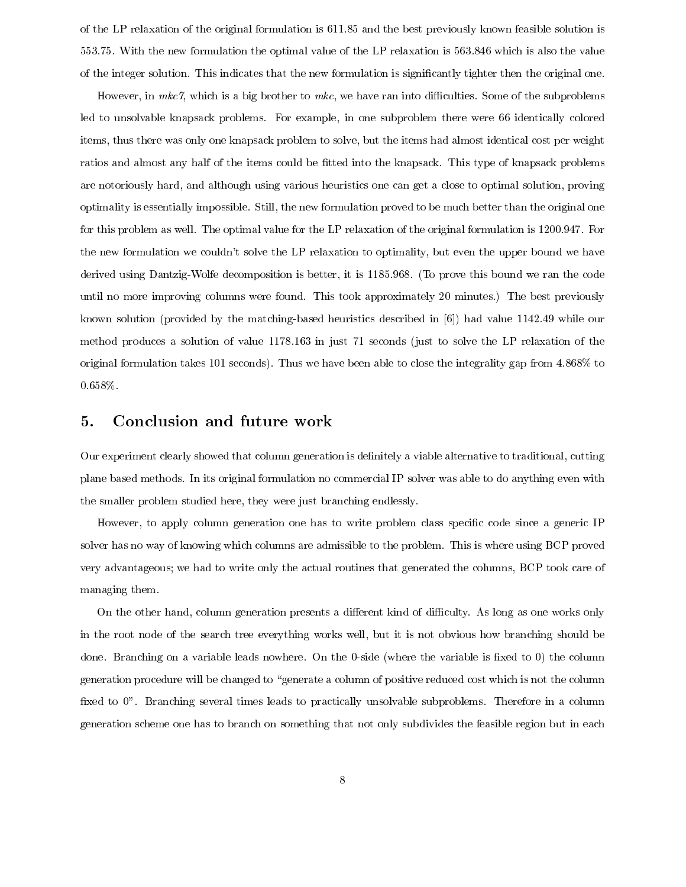of the LP relaxation of the original formulation is 611.85 and the best previously known feasible solution is 553.75. With the new formulation the optimal value of the LP relaxation is 563.846 which is also the value of the integer solution. This indicates that the new formulation is significantly tighter then the original one.

However, in *mkc7*, which is a big brother to *mkc*, we have ran into difficulties. Some of the subproblems led to unsolvable knapsack problems. For example, in one subproblem there were 66 identically colored items, thus there was only one knapsack problem to solve, but the items had almost identical cost per weight ratios and almost any half of the items could be fitted into the knapsack. This type of knapsack problems are notoriously hard, and although using various heuristics one can get a close to optimal solution, proving optimality is essentially impossible. Still, the new formulation proved to be much better than the original one for this problem as well. The optimal value for the LP relaxation of the original formulation is 1200.947. For the new formulation we couldn't solve the LP relaxation to optimality, but even the upper bound we have derived using Dantzig-Wolfe decomposition is better, it is 1185.968. (To prove this bound we ran the code until no more improving columns were found. This took approximately 20 minutes.) The best previously known solution (provided by the matching-based heuristics described in [6]) had value 1142.49 while our method produces a solution of value 1178.163 in just 71 seconds (just to solve the LP relaxation of the original formulation takes 101 seconds). Thus we have been able to close the integrality gap from 4.868% to 0.658%.

## 5. Conclusion and future work

Our experiment clearly showed that column generation is definitely a viable alternative to traditional, cutting plane based methods. In its original formulation no commercial IP solver was able to do anything even with the smaller problem studied here, they were just branching endlessly.

However, to apply column generation one has to write problem class specific code since a generic IP solver has no way of knowing which columns are admissible to the problem. This is where using BCP proved very advantageous; we had to write only the actual routines that generated the columns, BCP took care of managing them.

On the other hand, column generation presents a different kind of difficulty. As long as one works only in the root node of the search tree everything works well, but it is not obvious how branching should be done. Branching on a variable leads nowhere. On the 0-side (where the variable is fixed to 0) the column generation procedure will be changed to "generate a column of positive reduced cost which is not the column fixed to 0". Branching several times leads to practically unsolvable subproblems. Therefore in a column generation scheme one has to branch on something that not only subdivides the feasible region but in each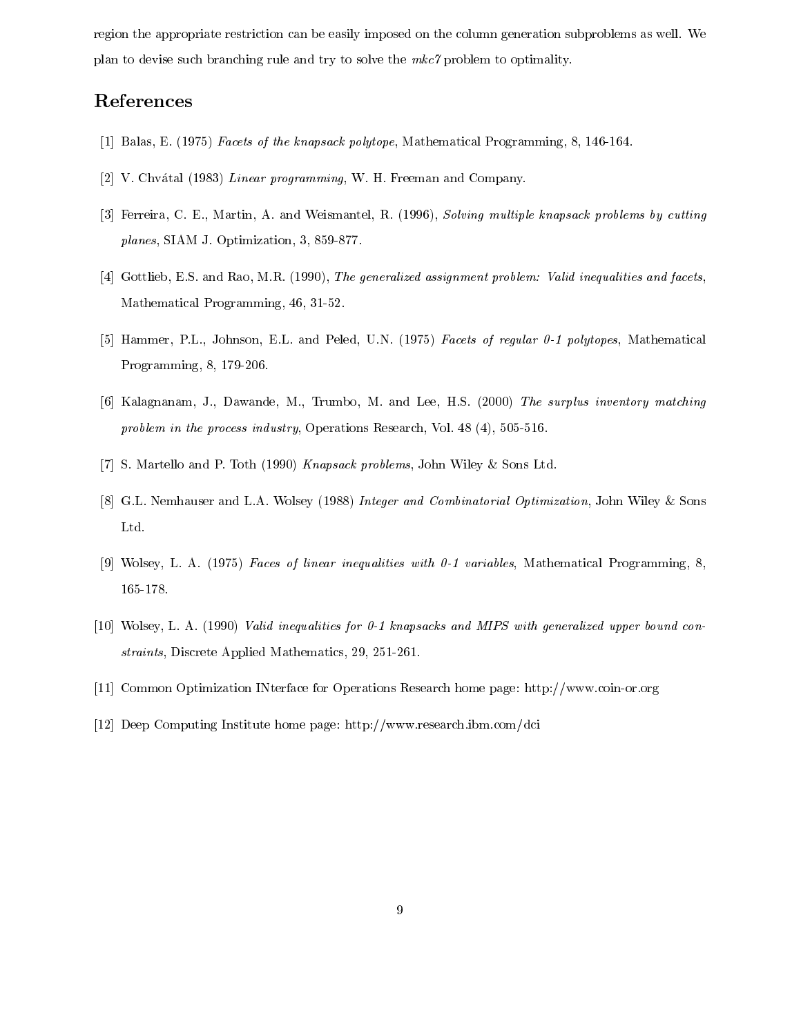region the appropriate restriction can be easily imposed on the column generation subproblems as well. We plan to devise such branching rule and try to solve the *mkc7* problem to optimality.

# References

[1] Balas, E. (1975) *Facets of the knapsack polytope*, Mathematical Programming, 8, 146-164.

[2] V. Chvátal (1983) *Linear programming*, W. H. Freeman and Company.

[3] Ferreira, C. E., Martin, A. and Weismantel, R. (1996), *Solving multiple knapsack problems by cutting planes*, SIAM J. Optimization, 3, 859-877.

[4] Gottlieb, E.S. and Rao, M.R. (1990), *The generalized assignment problem: Valid inequalities and facets*, Mathematical Programming, 46, 31-52.

[5] Hammer, P.L., Johnson, E.L. and Peled, U.N. (1975) *Facets of regular 0-1 polytopes*, Mathematical Programming, 8, 179-206.

[6] Kalagnanam, J., Dawande, M., Trumbo, M. and Lee, H.S. (2000) *The surplus inventory matching problem in the process industry*, Operations Research, Vol. 48 (4), 505-516.

[7] S. Martello and P. Toth (1990) *Knapsack problems*, John Wiley & Sons Ltd.

[8] G.L. Nemhauser and L.A. Wolsey (1988) *Integer and Combinatorial Optimization*, John Wiley & Sons Ltd.

[9] Wolsey, L. A. (1975) *Faces of linear inequalities with 0-1 variables*, Mathematical Programming, 8, 165-178.

[10] Wolsey, L. A. (1990) *Valid inequalities for 0-1 knapsacks and MIPS with generalized upper bound constraints*, Discrete Applied Mathematics, 29, 251-261.

[11] Common Optimization INterface for Operations Research home page: http://www.coin-or.org

[12] Deep Computing Institute home page: http://www.research.ibm.com/dci